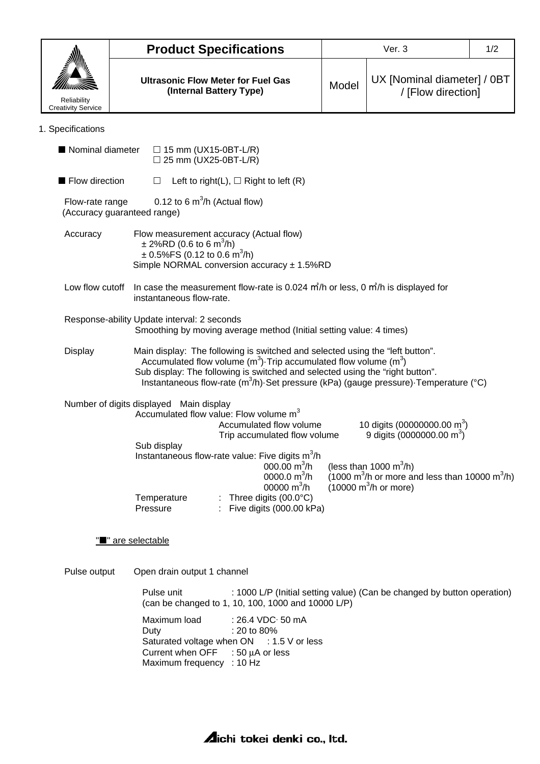| Reliability Creativity Service | **Product Specifications** | Ver. 3 | | 1/2 |
|---|---|---|---|---|
| | **Ultrasonic Flow Meter for Fuel Gas (Internal Battery Type)** | Model | UX [Nominal diameter] / 0BT / [Flow direction] | |

1. Specifications

■ Nominal diameter □ 15 mm (UX15-0BT-L/R)
□ 25 mm (UX25-0BT-L/R)

■ Flow direction □ Left to right(L), □ Right to left (R)

Flow-rate range (Accuracy guaranteed range) 0.12 to 6 $m^3/h$ (Actual flow)

Accuracy Flow measurement accuracy (Actual flow)
± 2%RD (0.6 to 6 $m^3/h$)
± 0.5%FS (0.12 to 0.6 $m^3/h$)
Simple NORMAL conversion accuracy ± 1.5%RD

Low flow cutoff In case the measurement flow-rate is 0.024 $m^3/h$ or less, 0 $m^3/h$ is displayed for instantaneous flow-rate.

Response-ability Update interval: 2 seconds
Smoothing by moving average method (Initial setting value: 4 times)

Display Main display: The following is switched and selected using the "left button".
Accumulated flow volume ($m^3$)·Trip accumulated flow volume ($m^3$)
Sub display: The following is switched and selected using the "right button".
Instantaneous flow-rate ($m^3/h$)·Set pressure (kPa) (gauge pressure)·Temperature (°C)

Number of digits displayed Main display
Accumulated flow value: Flow volume $m^3$
Accumulated flow volume 10 digits (00000000.00 $m^3$)
Trip accumulated flow volume 9 digits (0000000.00 $m^3$)
Sub display
Instantaneous flow-rate value: Five digits $m^3/h$
000.00 $m^3/h$ (less than 1000 $m^3/h$)
0000.0 $m^3/h$ (1000 $m^3/h$ or more and less than 10000 $m^3/h$)
00000 $m^3/h$ (10000 $m^3/h$ or more)
Temperature : Three digits (00.0°C)
Pressure : Five digits (000.00 kPa)

"■" are selectable

Pulse output Open drain output 1 channel

Pulse unit : 1000 L/P (Initial setting value) (Can be changed by button operation) (can be changed to 1, 10, 100, 1000 and 10000 L/P)

Maximum load : 26.4 VDC· 50 mA
Duty : 20 to 80%
Saturated voltage when ON : 1.5 V or less
Current when OFF : 50 μA or less
Maximum frequency : 10 Hz

Aichi tokei denki co., ltd.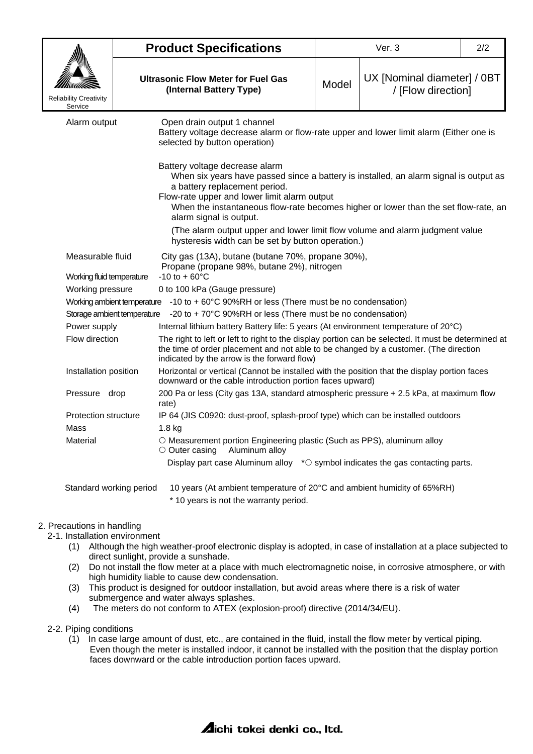| | Product Specifications | Ver. 3 | |
|---|---|---|---|
| Reliability Creativity Service | Ultrasonic Flow Meter for Fuel Gas (Internal Battery Type) | Model | UX [Nominal diameter] / 0BT / [Flow direction] |

| | |
|---|---|
| Alarm output | Open drain output 1 channel<br>Battery voltage decrease alarm or flow-rate upper and lower limit alarm (Either one is selected by button operation)<br><br>Battery voltage decrease alarm<br>When six years have passed since a battery is installed, an alarm signal is output as a battery replacement period.<br>Flow-rate upper and lower limit alarm output<br>When the instantaneous flow-rate becomes higher or lower than the set flow-rate, an alarm signal is output.<br>(The alarm output upper and lower limit flow volume and alarm judgment value hysteresis width can be set by button operation.) |
| Measurable fluid | City gas (13A), butane (butane 70%, propane 30%), Propane (propane 98%, butane 2%), nitrogen |
| Working fluid temperature | -10 to + 60°C |
| Working pressure | 0 to 100 kPa (Gauge pressure) |
| Working ambient temperature | -10 to + 60°C 90%RH or less (There must be no condensation) |
| Storage ambient temperature | -20 to + 70°C 90%RH or less (There must be no condensation) |
| Power supply | Internal lithium battery Battery life: 5 years (At environment temperature of 20°C) |
| Flow direction | The right to left or left to right to the display portion can be selected. It must be determined at the time of order placement and not able to be changed by a customer. (The direction indicated by the arrow is the forward flow) |
| Installation position | Horizontal or vertical (Cannot be installed with the position that the display portion faces downward or the cable introduction portion faces upward) |
| Pressure drop | 200 Pa or less (City gas 13A, standard atmospheric pressure + 2.5 kPa, at maximum flow rate) |
| Protection structure | IP 64 (JIS C0920: dust-proof, splash-proof type) which can be installed outdoors |
| Mass | 1.8 kg |
| Material | ○ Measurement portion Engineering plastic (Such as PPS), aluminum alloy<br>○ Outer casing Aluminum alloy<br>Display part case Aluminum alloy *○ symbol indicates the gas contacting parts. |
| Standard working period | 10 years (At ambient temperature of 20°C and ambient humidity of 65%RH)<br>* 10 years is not the warranty period. |

## 2. Precautions in handling

### 2-1. Installation environment

(1) Although the high weather-proof electronic display is adopted, in case of installation at a place subjected to direct sunlight, provide a sunshade.

(2) Do not install the flow meter at a place with much electromagnetic noise, in corrosive atmosphere, or with high humidity liable to cause dew condensation.

(3) This product is designed for outdoor installation, but avoid areas where there is a risk of water submergence and water always splashes.

(4) The meters do not conform to ATEX (explosion-proof) directive (2014/34/EU).

### 2-2. Piping conditions

(1) In case large amount of dust, etc., are contained in the fluid, install the flow meter by vertical piping. Even though the meter is installed indoor, it cannot be installed with the position that the display portion faces downward or the cable introduction portion faces upward.

Aichi tokei denki co., ltd.